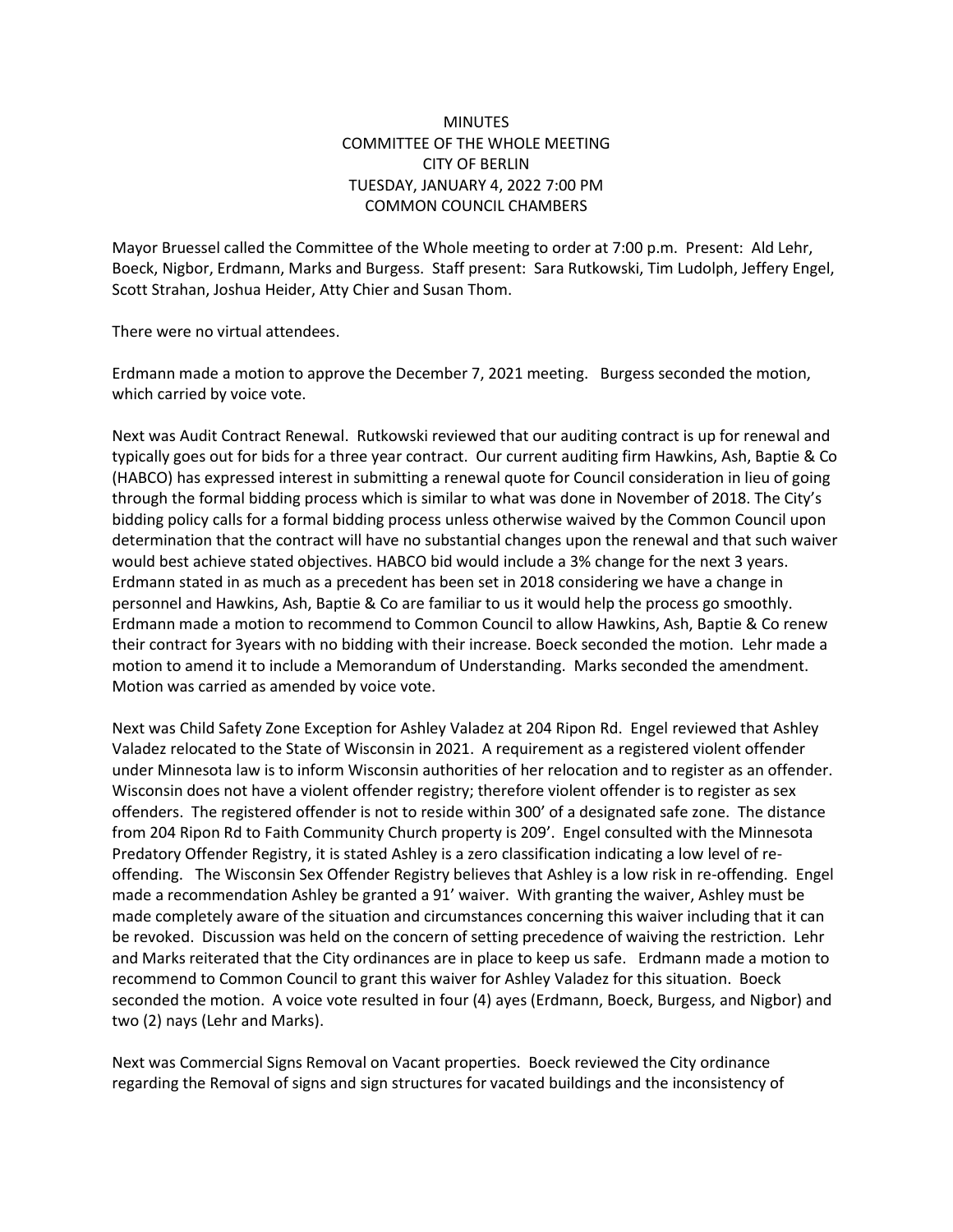# MINUTES
## COMMITTEE OF THE WHOLE MEETING
## CITY OF BERLIN
## TUESDAY, JANUARY 4, 2022 7:00 PM
## COMMON COUNCIL CHAMBERS

Mayor Bruessel called the Committee of the Whole meeting to order at 7:00 p.m. Present: Ald Lehr, Boeck, Nigbor, Erdmann, Marks and Burgess. Staff present: Sara Rutkowski, Tim Ludolph, Jeffery Engel, Scott Strahan, Joshua Heider, Atty Chier and Susan Thom.

There were no virtual attendees.

Erdmann made a motion to approve the December 7, 2021 meeting. Burgess seconded the motion, which carried by voice vote.

Next was Audit Contract Renewal. Rutkowski reviewed that our auditing contract is up for renewal and typically goes out for bids for a three year contract. Our current auditing firm Hawkins, Ash, Baptie & Co (HABCO) has expressed interest in submitting a renewal quote for Council consideration in lieu of going through the formal bidding process which is similar to what was done in November of 2018. The City's bidding policy calls for a formal bidding process unless otherwise waived by the Common Council upon determination that the contract will have no substantial changes upon the renewal and that such waiver would best achieve stated objectives. HABCO bid would include a 3% change for the next 3 years. Erdmann stated in as much as a precedent has been set in 2018 considering we have a change in personnel and Hawkins, Ash, Baptie & Co are familiar to us it would help the process go smoothly. Erdmann made a motion to recommend to Common Council to allow Hawkins, Ash, Baptie & Co renew their contract for 3years with no bidding with their increase. Boeck seconded the motion. Lehr made a motion to amend it to include a Memorandum of Understanding. Marks seconded the amendment. Motion was carried as amended by voice vote.

Next was Child Safety Zone Exception for Ashley Valadez at 204 Ripon Rd. Engel reviewed that Ashley Valadez relocated to the State of Wisconsin in 2021. A requirement as a registered violent offender under Minnesota law is to inform Wisconsin authorities of her relocation and to register as an offender. Wisconsin does not have a violent offender registry; therefore violent offender is to register as sex offenders. The registered offender is not to reside within 300' of a designated safe zone. The distance from 204 Ripon Rd to Faith Community Church property is 209'. Engel consulted with the Minnesota Predatory Offender Registry, it is stated Ashley is a zero classification indicating a low level of re-offending. The Wisconsin Sex Offender Registry believes that Ashley is a low risk in re-offending. Engel made a recommendation Ashley be granted a 91' waiver. With granting the waiver, Ashley must be made completely aware of the situation and circumstances concerning this waiver including that it can be revoked. Discussion was held on the concern of setting precedence of waiving the restriction. Lehr and Marks reiterated that the City ordinances are in place to keep us safe. Erdmann made a motion to recommend to Common Council to grant this waiver for Ashley Valadez for this situation. Boeck seconded the motion. A voice vote resulted in four (4) ayes (Erdmann, Boeck, Burgess, and Nigbor) and two (2) nays (Lehr and Marks).

Next was Commercial Signs Removal on Vacant properties. Boeck reviewed the City ordinance regarding the Removal of signs and sign structures for vacated buildings and the inconsistency of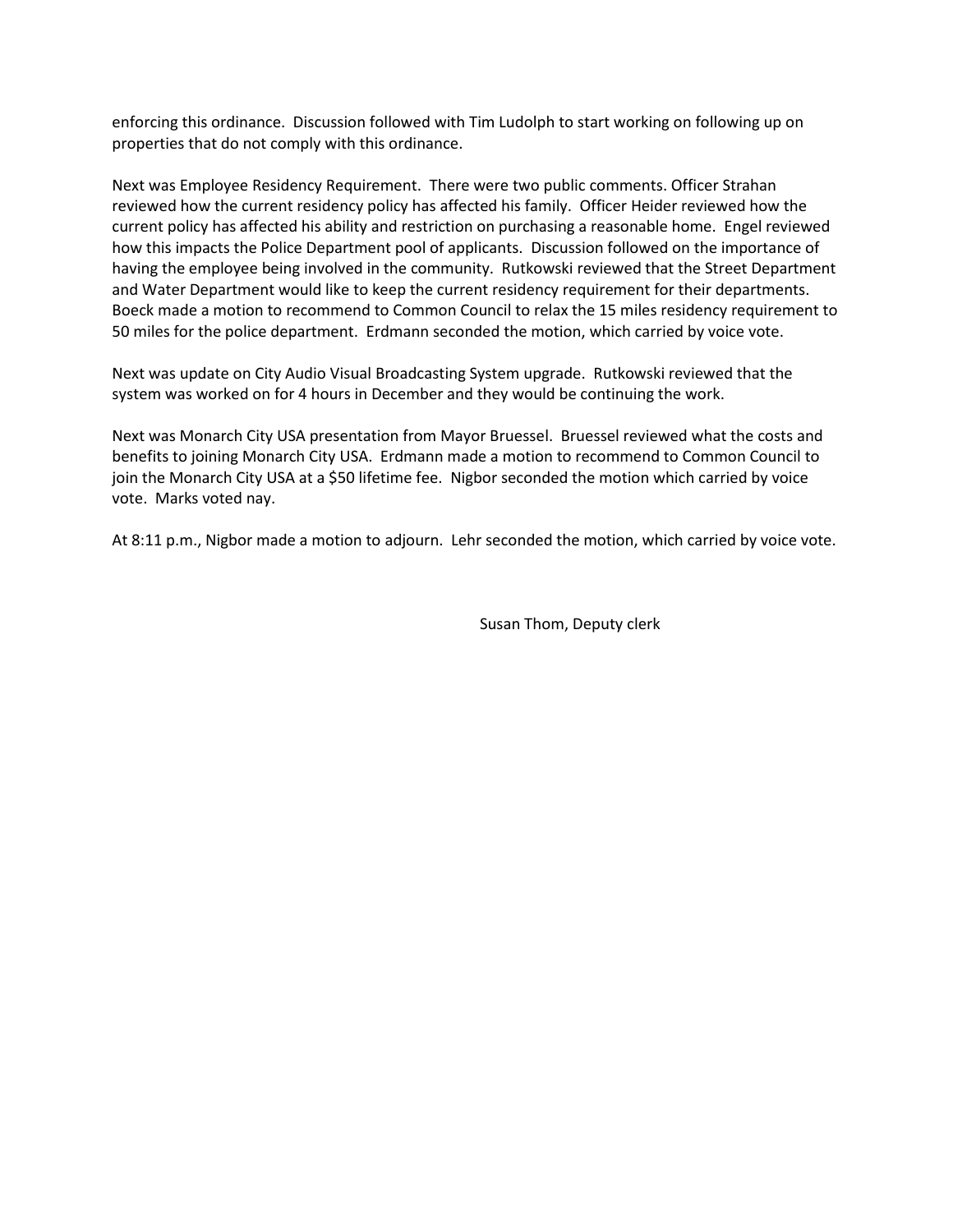enforcing this ordinance. Discussion followed with Tim Ludolph to start working on following up on properties that do not comply with this ordinance.

Next was Employee Residency Requirement. There were two public comments. Officer Strahan reviewed how the current residency policy has affected his family. Officer Heider reviewed how the current policy has affected his ability and restriction on purchasing a reasonable home. Engel reviewed how this impacts the Police Department pool of applicants. Discussion followed on the importance of having the employee being involved in the community. Rutkowski reviewed that the Street Department and Water Department would like to keep the current residency requirement for their departments. Boeck made a motion to recommend to Common Council to relax the 15 miles residency requirement to 50 miles for the police department. Erdmann seconded the motion, which carried by voice vote.

Next was update on City Audio Visual Broadcasting System upgrade. Rutkowski reviewed that the system was worked on for 4 hours in December and they would be continuing the work.

Next was Monarch City USA presentation from Mayor Bruessel. Bruessel reviewed what the costs and benefits to joining Monarch City USA. Erdmann made a motion to recommend to Common Council to join the Monarch City USA at a $50 lifetime fee. Nigbor seconded the motion which carried by voice vote. Marks voted nay.

At 8:11 p.m., Nigbor made a motion to adjourn. Lehr seconded the motion, which carried by voice vote.

Susan Thom, Deputy clerk